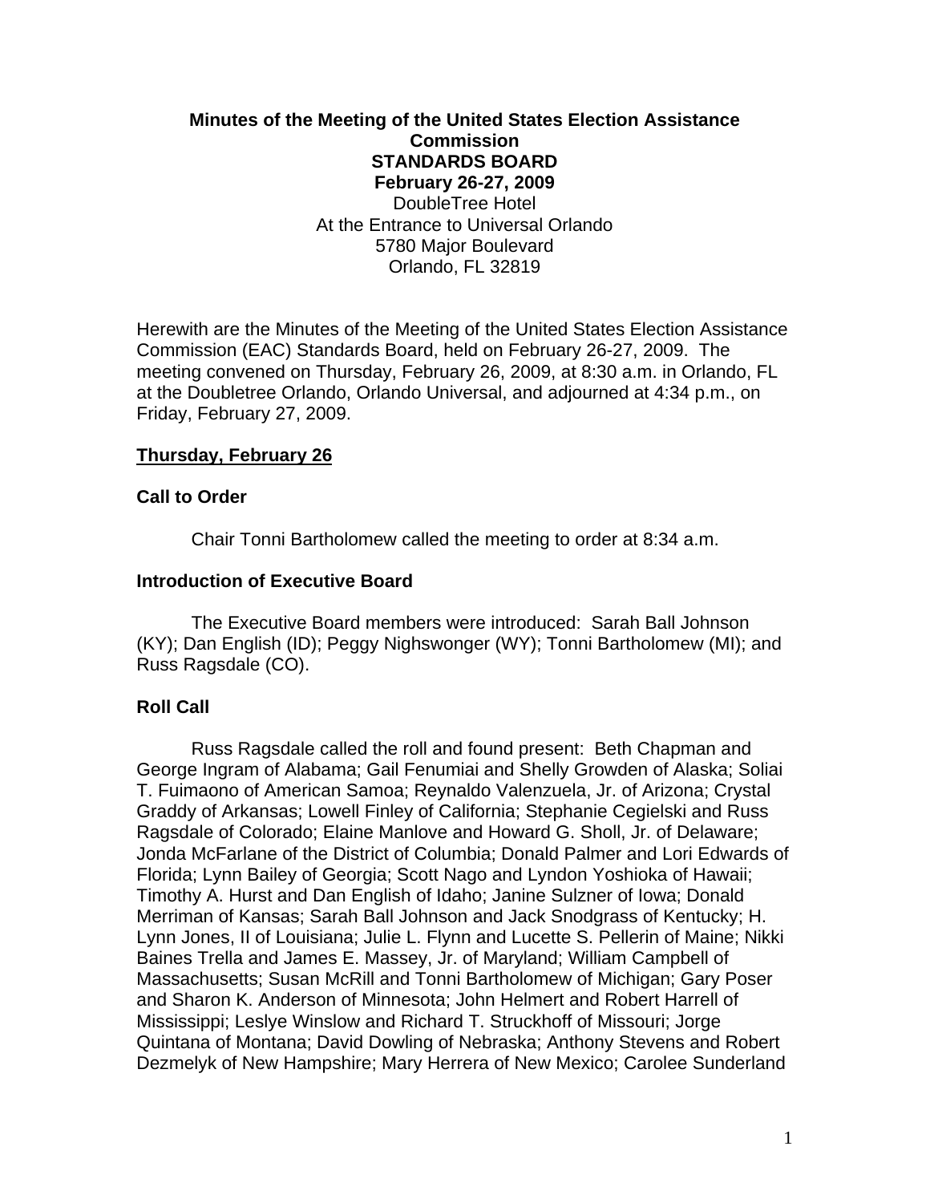**Minutes of the Meeting of the United States Election Assistance Commission**
**STANDARDS BOARD**
**February 26-27, 2009**
DoubleTree Hotel
At the Entrance to Universal Orlando
5780 Major Boulevard
Orlando, FL 32819

Herewith are the Minutes of the Meeting of the United States Election Assistance Commission (EAC) Standards Board, held on February 26-27, 2009. The meeting convened on Thursday, February 26, 2009, at 8:30 a.m. in Orlando, FL at the Doubletree Orlando, Orlando Universal, and adjourned at 4:34 p.m., on Friday, February 27, 2009.

**Thursday, February 26**

**Call to Order**

Chair Tonni Bartholomew called the meeting to order at 8:34 a.m.

**Introduction of Executive Board**

The Executive Board members were introduced: Sarah Ball Johnson (KY); Dan English (ID); Peggy Nighswonger (WY); Tonni Bartholomew (MI); and Russ Ragsdale (CO).

**Roll Call**

Russ Ragsdale called the roll and found present: Beth Chapman and George Ingram of Alabama; Gail Fenumiai and Shelly Growden of Alaska; Soliai T. Fuimaono of American Samoa; Reynaldo Valenzuela, Jr. of Arizona; Crystal Graddy of Arkansas; Lowell Finley of California; Stephanie Cegielski and Russ Ragsdale of Colorado; Elaine Manlove and Howard G. Sholl, Jr. of Delaware; Jonda McFarlane of the District of Columbia; Donald Palmer and Lori Edwards of Florida; Lynn Bailey of Georgia; Scott Nago and Lyndon Yoshioka of Hawaii; Timothy A. Hurst and Dan English of Idaho; Janine Sulzner of Iowa; Donald Merriman of Kansas; Sarah Ball Johnson and Jack Snodgrass of Kentucky; H. Lynn Jones, II of Louisiana; Julie L. Flynn and Lucette S. Pellerin of Maine; Nikki Baines Trella and James E. Massey, Jr. of Maryland; William Campbell of Massachusetts; Susan McRill and Tonni Bartholomew of Michigan; Gary Poser and Sharon K. Anderson of Minnesota; John Helmert and Robert Harrell of Mississippi; Leslye Winslow and Richard T. Struckhoff of Missouri; Jorge Quintana of Montana; David Dowling of Nebraska; Anthony Stevens and Robert Dezmelyk of New Hampshire; Mary Herrera of New Mexico; Carolee Sunderland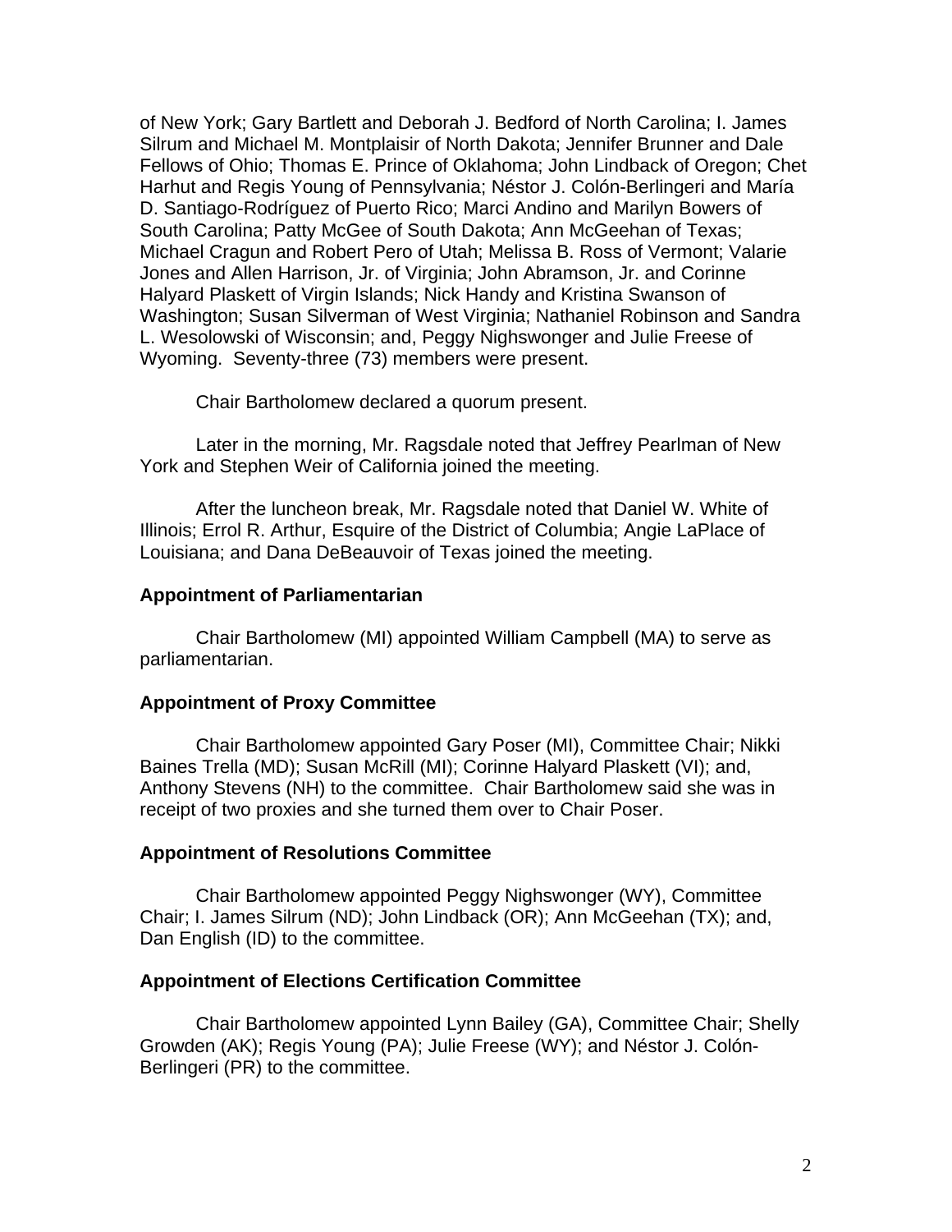of New York; Gary Bartlett and Deborah J. Bedford of North Carolina; I. James Silrum and Michael M. Montplaisir of North Dakota; Jennifer Brunner and Dale Fellows of Ohio; Thomas E. Prince of Oklahoma; John Lindback of Oregon; Chet Harhut and Regis Young of Pennsylvania; Néstor J. Colón-Berlingeri and María D. Santiago-Rodríguez of Puerto Rico; Marci Andino and Marilyn Bowers of South Carolina; Patty McGee of South Dakota; Ann McGeehan of Texas; Michael Cragun and Robert Pero of Utah; Melissa B. Ross of Vermont; Valarie Jones and Allen Harrison, Jr. of Virginia; John Abramson, Jr. and Corinne Halyard Plaskett of Virgin Islands; Nick Handy and Kristina Swanson of Washington; Susan Silverman of West Virginia; Nathaniel Robinson and Sandra L. Wesolowski of Wisconsin; and, Peggy Nighswonger and Julie Freese of Wyoming. Seventy-three (73) members were present.

Chair Bartholomew declared a quorum present.

Later in the morning, Mr. Ragsdale noted that Jeffrey Pearlman of New York and Stephen Weir of California joined the meeting.

After the luncheon break, Mr. Ragsdale noted that Daniel W. White of Illinois; Errol R. Arthur, Esquire of the District of Columbia; Angie LaPlace of Louisiana; and Dana DeBeauvoir of Texas joined the meeting.

**Appointment of Parliamentarian**

Chair Bartholomew (MI) appointed William Campbell (MA) to serve as parliamentarian.

**Appointment of Proxy Committee**

Chair Bartholomew appointed Gary Poser (MI), Committee Chair; Nikki Baines Trella (MD); Susan McRill (MI); Corinne Halyard Plaskett (VI); and, Anthony Stevens (NH) to the committee. Chair Bartholomew said she was in receipt of two proxies and she turned them over to Chair Poser.

**Appointment of Resolutions Committee**

Chair Bartholomew appointed Peggy Nighswonger (WY), Committee Chair; I. James Silrum (ND); John Lindback (OR); Ann McGeehan (TX); and, Dan English (ID) to the committee.

**Appointment of Elections Certification Committee**

Chair Bartholomew appointed Lynn Bailey (GA), Committee Chair; Shelly Growden (AK); Regis Young (PA); Julie Freese (WY); and Néstor J. Colón-Berlingeri (PR) to the committee.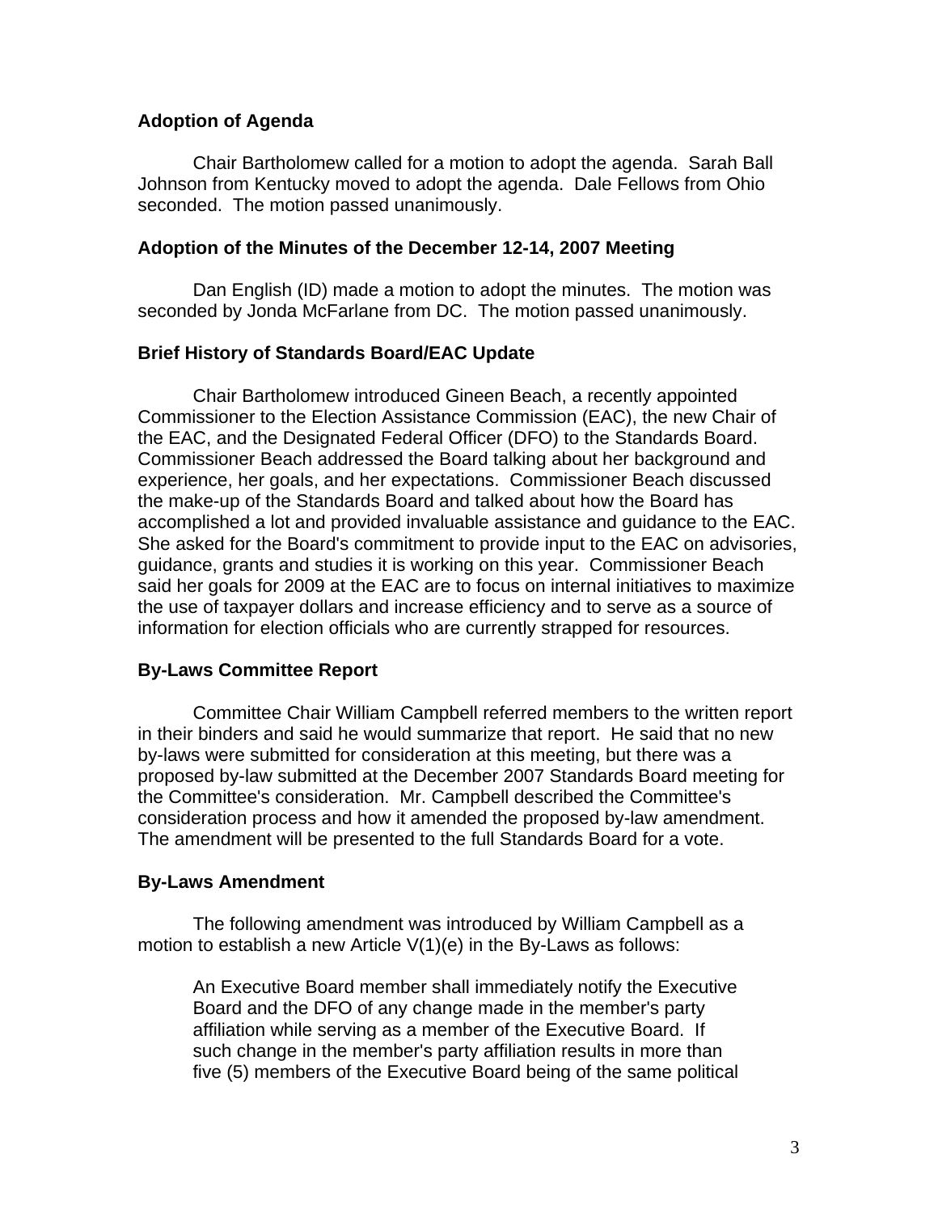### Adoption of Agenda

Chair Bartholomew called for a motion to adopt the agenda. Sarah Ball Johnson from Kentucky moved to adopt the agenda. Dale Fellows from Ohio seconded. The motion passed unanimously.

### Adoption of the Minutes of the December 12-14, 2007 Meeting

Dan English (ID) made a motion to adopt the minutes. The motion was seconded by Jonda McFarlane from DC. The motion passed unanimously.

### Brief History of Standards Board/EAC Update

Chair Bartholomew introduced Gineen Beach, a recently appointed Commissioner to the Election Assistance Commission (EAC), the new Chair of the EAC, and the Designated Federal Officer (DFO) to the Standards Board. Commissioner Beach addressed the Board talking about her background and experience, her goals, and her expectations. Commissioner Beach discussed the make-up of the Standards Board and talked about how the Board has accomplished a lot and provided invaluable assistance and guidance to the EAC. She asked for the Board's commitment to provide input to the EAC on advisories, guidance, grants and studies it is working on this year. Commissioner Beach said her goals for 2009 at the EAC are to focus on internal initiatives to maximize the use of taxpayer dollars and increase efficiency and to serve as a source of information for election officials who are currently strapped for resources.

### By-Laws Committee Report

Committee Chair William Campbell referred members to the written report in their binders and said he would summarize that report. He said that no new by-laws were submitted for consideration at this meeting, but there was a proposed by-law submitted at the December 2007 Standards Board meeting for the Committee's consideration. Mr. Campbell described the Committee's consideration process and how it amended the proposed by-law amendment. The amendment will be presented to the full Standards Board for a vote.

### By-Laws Amendment

The following amendment was introduced by William Campbell as a motion to establish a new Article V(1)(e) in the By-Laws as follows:

> An Executive Board member shall immediately notify the Executive Board and the DFO of any change made in the member's party affiliation while serving as a member of the Executive Board. If such change in the member's party affiliation results in more than five (5) members of the Executive Board being of the same political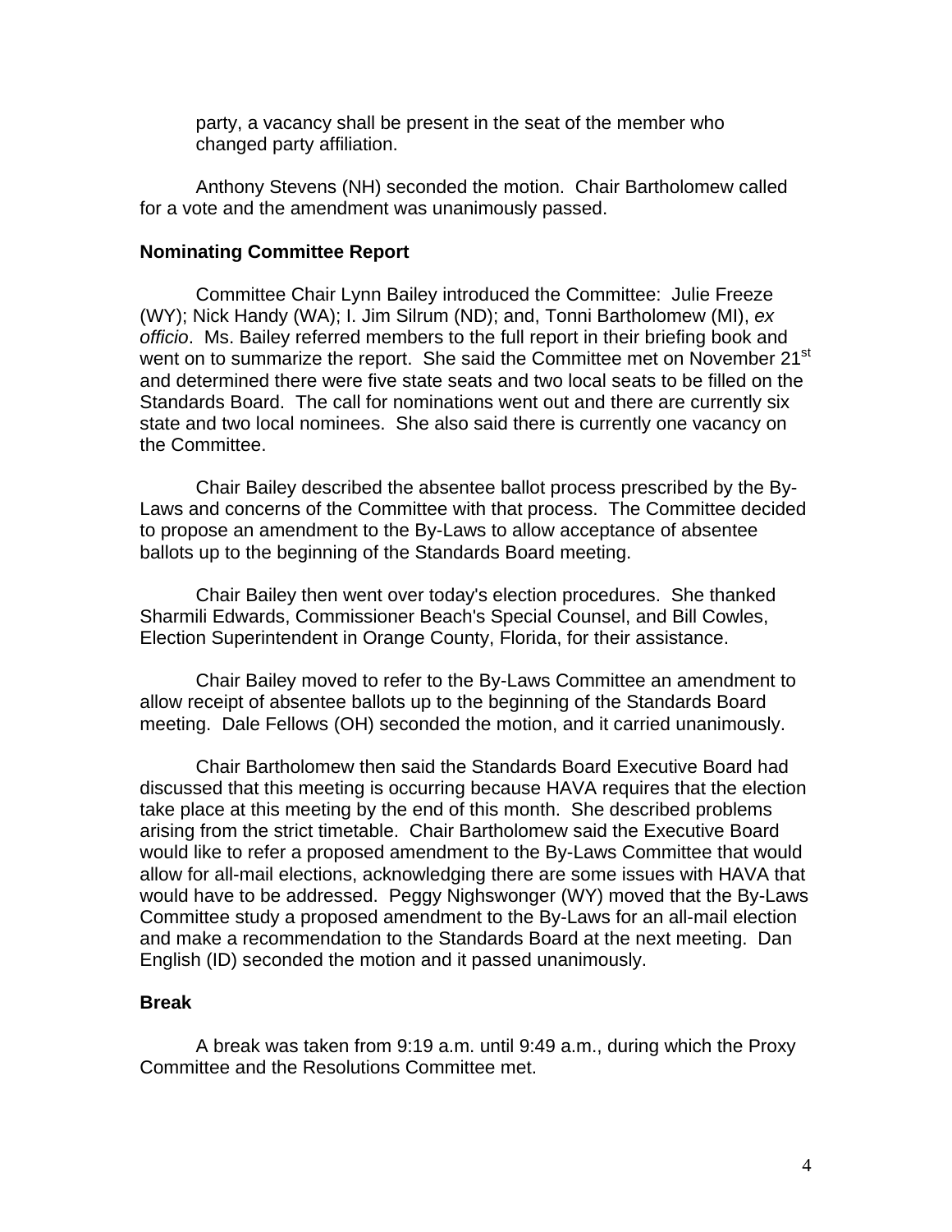party, a vacancy shall be present in the seat of the member who changed party affiliation.

Anthony Stevens (NH) seconded the motion. Chair Bartholomew called for a vote and the amendment was unanimously passed.

**Nominating Committee Report**

Committee Chair Lynn Bailey introduced the Committee: Julie Freeze (WY); Nick Handy (WA); I. Jim Silrum (ND); and, Tonni Bartholomew (MI), *ex officio*. Ms. Bailey referred members to the full report in their briefing book and went on to summarize the report. She said the Committee met on November 21st and determined there were five state seats and two local seats to be filled on the Standards Board. The call for nominations went out and there are currently six state and two local nominees. She also said there is currently one vacancy on the Committee.

Chair Bailey described the absentee ballot process prescribed by the By-Laws and concerns of the Committee with that process. The Committee decided to propose an amendment to the By-Laws to allow acceptance of absentee ballots up to the beginning of the Standards Board meeting.

Chair Bailey then went over today's election procedures. She thanked Sharmili Edwards, Commissioner Beach's Special Counsel, and Bill Cowles, Election Superintendent in Orange County, Florida, for their assistance.

Chair Bailey moved to refer to the By-Laws Committee an amendment to allow receipt of absentee ballots up to the beginning of the Standards Board meeting. Dale Fellows (OH) seconded the motion, and it carried unanimously.

Chair Bartholomew then said the Standards Board Executive Board had discussed that this meeting is occurring because HAVA requires that the election take place at this meeting by the end of this month. She described problems arising from the strict timetable. Chair Bartholomew said the Executive Board would like to refer a proposed amendment to the By-Laws Committee that would allow for all-mail elections, acknowledging there are some issues with HAVA that would have to be addressed. Peggy Nighswonger (WY) moved that the By-Laws Committee study a proposed amendment to the By-Laws for an all-mail election and make a recommendation to the Standards Board at the next meeting. Dan English (ID) seconded the motion and it passed unanimously.

**Break**

A break was taken from 9:19 a.m. until 9:49 a.m., during which the Proxy Committee and the Resolutions Committee met.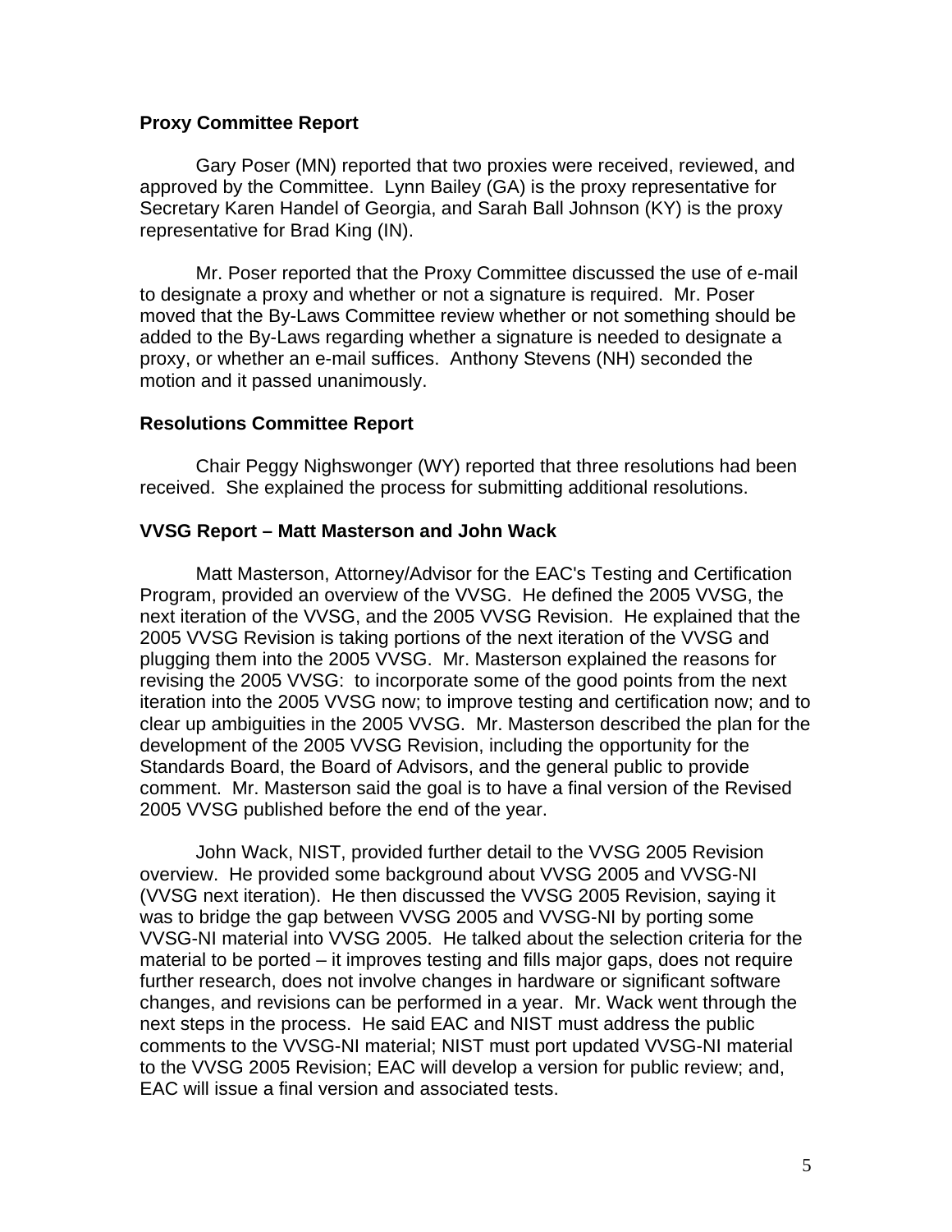### Proxy Committee Report

Gary Poser (MN) reported that two proxies were received, reviewed, and approved by the Committee. Lynn Bailey (GA) is the proxy representative for Secretary Karen Handel of Georgia, and Sarah Ball Johnson (KY) is the proxy representative for Brad King (IN).

Mr. Poser reported that the Proxy Committee discussed the use of e-mail to designate a proxy and whether or not a signature is required. Mr. Poser moved that the By-Laws Committee review whether or not something should be added to the By-Laws regarding whether a signature is needed to designate a proxy, or whether an e-mail suffices. Anthony Stevens (NH) seconded the motion and it passed unanimously.

### Resolutions Committee Report

Chair Peggy Nighswonger (WY) reported that three resolutions had been received. She explained the process for submitting additional resolutions.

### VVSG Report – Matt Masterson and John Wack

Matt Masterson, Attorney/Advisor for the EAC's Testing and Certification Program, provided an overview of the VVSG. He defined the 2005 VVSG, the next iteration of the VVSG, and the 2005 VVSG Revision. He explained that the 2005 VVSG Revision is taking portions of the next iteration of the VVSG and plugging them into the 2005 VVSG. Mr. Masterson explained the reasons for revising the 2005 VVSG: to incorporate some of the good points from the next iteration into the 2005 VVSG now; to improve testing and certification now; and to clear up ambiguities in the 2005 VVSG. Mr. Masterson described the plan for the development of the 2005 VVSG Revision, including the opportunity for the Standards Board, the Board of Advisors, and the general public to provide comment. Mr. Masterson said the goal is to have a final version of the Revised 2005 VVSG published before the end of the year.

John Wack, NIST, provided further detail to the VVSG 2005 Revision overview. He provided some background about VVSG 2005 and VVSG-NI (VVSG next iteration). He then discussed the VVSG 2005 Revision, saying it was to bridge the gap between VVSG 2005 and VVSG-NI by porting some VVSG-NI material into VVSG 2005. He talked about the selection criteria for the material to be ported – it improves testing and fills major gaps, does not require further research, does not involve changes in hardware or significant software changes, and revisions can be performed in a year. Mr. Wack went through the next steps in the process. He said EAC and NIST must address the public comments to the VVSG-NI material; NIST must port updated VVSG-NI material to the VVSG 2005 Revision; EAC will develop a version for public review; and, EAC will issue a final version and associated tests.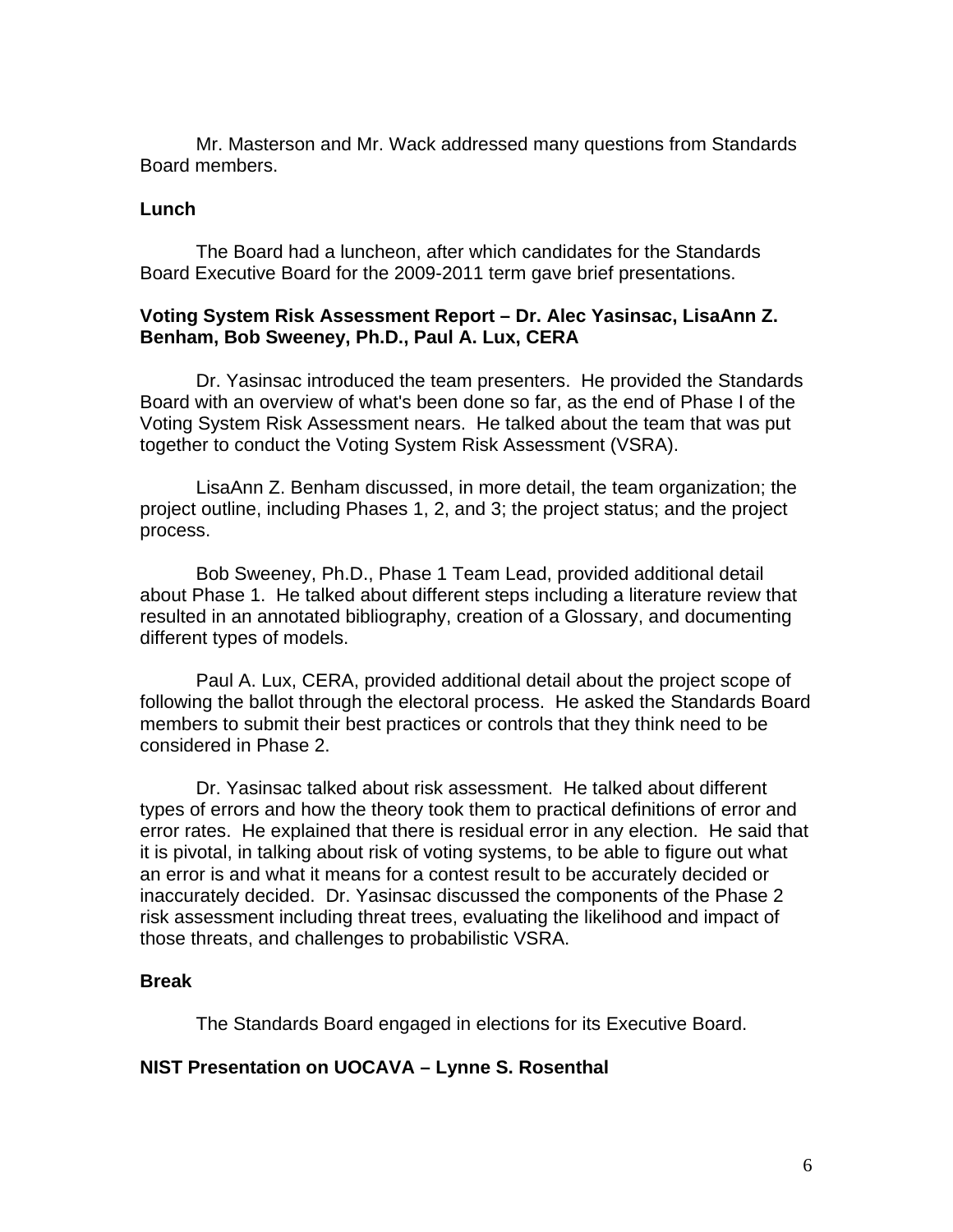Mr. Masterson and Mr. Wack addressed many questions from Standards Board members.

**Lunch**

The Board had a luncheon, after which candidates for the Standards Board Executive Board for the 2009-2011 term gave brief presentations.

**Voting System Risk Assessment Report – Dr. Alec Yasinsac, LisaAnn Z. Benham, Bob Sweeney, Ph.D., Paul A. Lux, CERA**

Dr. Yasinsac introduced the team presenters. He provided the Standards Board with an overview of what's been done so far, as the end of Phase I of the Voting System Risk Assessment nears. He talked about the team that was put together to conduct the Voting System Risk Assessment (VSRA).

LisaAnn Z. Benham discussed, in more detail, the team organization; the project outline, including Phases 1, 2, and 3; the project status; and the project process.

Bob Sweeney, Ph.D., Phase 1 Team Lead, provided additional detail about Phase 1. He talked about different steps including a literature review that resulted in an annotated bibliography, creation of a Glossary, and documenting different types of models.

Paul A. Lux, CERA, provided additional detail about the project scope of following the ballot through the electoral process. He asked the Standards Board members to submit their best practices or controls that they think need to be considered in Phase 2.

Dr. Yasinsac talked about risk assessment. He talked about different types of errors and how the theory took them to practical definitions of error and error rates. He explained that there is residual error in any election. He said that it is pivotal, in talking about risk of voting systems, to be able to figure out what an error is and what it means for a contest result to be accurately decided or inaccurately decided. Dr. Yasinsac discussed the components of the Phase 2 risk assessment including threat trees, evaluating the likelihood and impact of those threats, and challenges to probabilistic VSRA.

**Break**

The Standards Board engaged in elections for its Executive Board.

**NIST Presentation on UOCAVA – Lynne S. Rosenthal**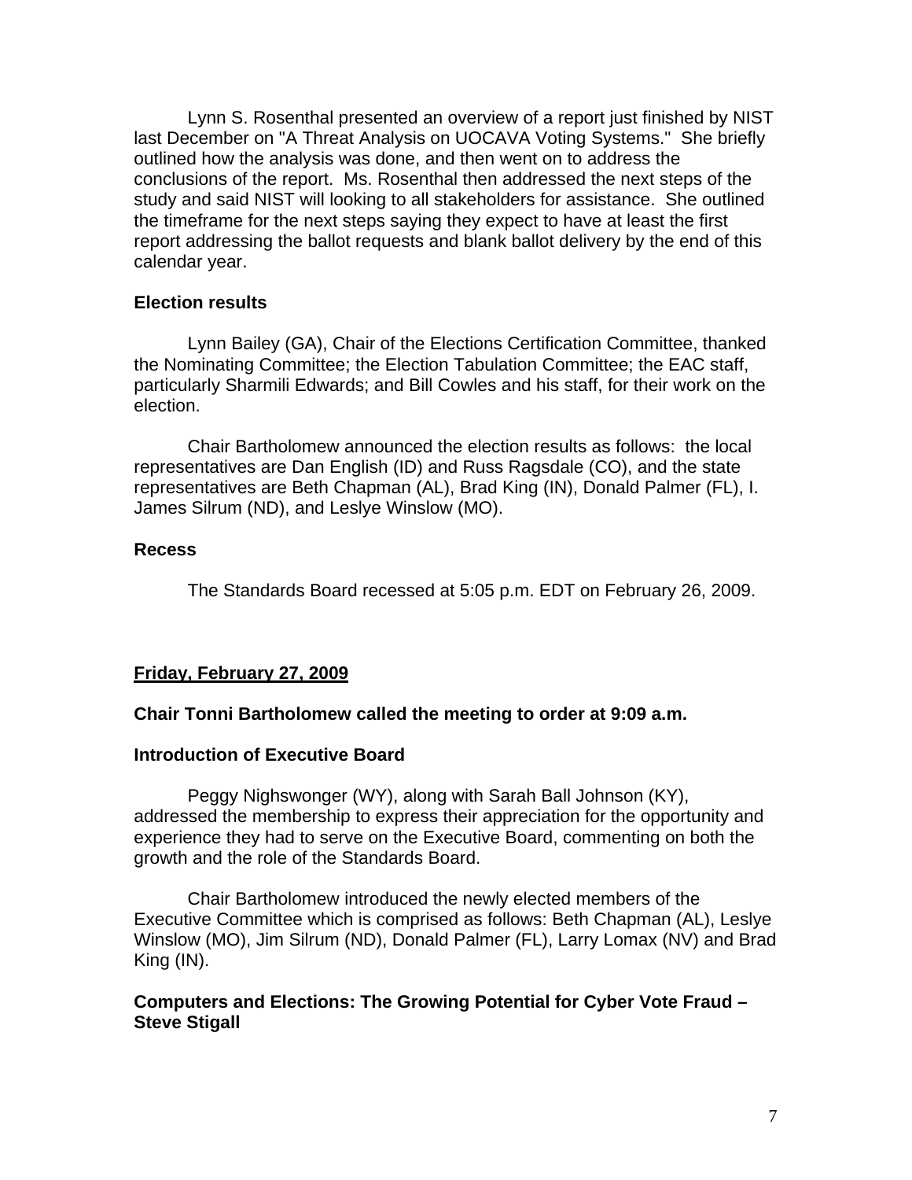Lynn S. Rosenthal presented an overview of a report just finished by NIST last December on "A Threat Analysis on UOCAVA Voting Systems." She briefly outlined how the analysis was done, and then went on to address the conclusions of the report. Ms. Rosenthal then addressed the next steps of the study and said NIST will looking to all stakeholders for assistance. She outlined the timeframe for the next steps saying they expect to have at least the first report addressing the ballot requests and blank ballot delivery by the end of this calendar year.

**Election results**

Lynn Bailey (GA), Chair of the Elections Certification Committee, thanked the Nominating Committee; the Election Tabulation Committee; the EAC staff, particularly Sharmili Edwards; and Bill Cowles and his staff, for their work on the election.

Chair Bartholomew announced the election results as follows: the local representatives are Dan English (ID) and Russ Ragsdale (CO), and the state representatives are Beth Chapman (AL), Brad King (IN), Donald Palmer (FL), I. James Silrum (ND), and Leslye Winslow (MO).

**Recess**

The Standards Board recessed at 5:05 p.m. EDT on February 26, 2009.

**<u>Friday, February 27, 2009</u>**

**Chair Tonni Bartholomew called the meeting to order at 9:09 a.m.**

**Introduction of Executive Board**

Peggy Nighswonger (WY), along with Sarah Ball Johnson (KY), addressed the membership to express their appreciation for the opportunity and experience they had to serve on the Executive Board, commenting on both the growth and the role of the Standards Board.

Chair Bartholomew introduced the newly elected members of the Executive Committee which is comprised as follows: Beth Chapman (AL), Leslye Winslow (MO), Jim Silrum (ND), Donald Palmer (FL), Larry Lomax (NV) and Brad King (IN).

**Computers and Elections: The Growing Potential for Cyber Vote Fraud – Steve Stigall**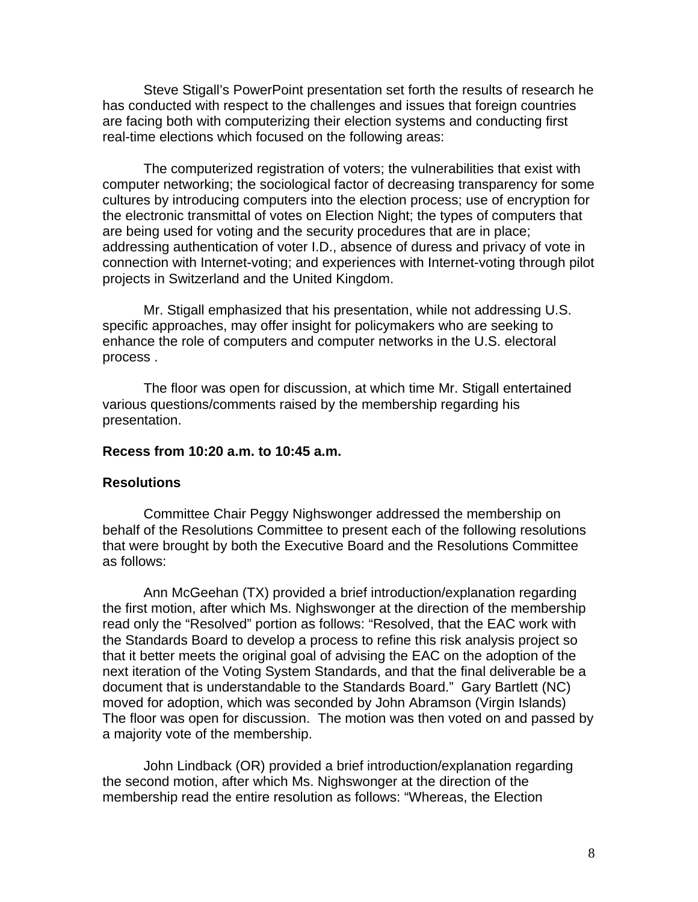Steve Stigall's PowerPoint presentation set forth the results of research he has conducted with respect to the challenges and issues that foreign countries are facing both with computerizing their election systems and conducting first real-time elections which focused on the following areas:

The computerized registration of voters; the vulnerabilities that exist with computer networking; the sociological factor of decreasing transparency for some cultures by introducing computers into the election process; use of encryption for the electronic transmittal of votes on Election Night; the types of computers that are being used for voting and the security procedures that are in place; addressing authentication of voter I.D., absence of duress and privacy of vote in connection with Internet-voting; and experiences with Internet-voting through pilot projects in Switzerland and the United Kingdom.

Mr. Stigall emphasized that his presentation, while not addressing U.S. specific approaches, may offer insight for policymakers who are seeking to enhance the role of computers and computer networks in the U.S. electoral process .

The floor was open for discussion, at which time Mr. Stigall entertained various questions/comments raised by the membership regarding his presentation.

**Recess from 10:20 a.m. to 10:45 a.m.**

**Resolutions**

Committee Chair Peggy Nighswonger addressed the membership on behalf of the Resolutions Committee to present each of the following resolutions that were brought by both the Executive Board and the Resolutions Committee as follows:

Ann McGeehan (TX) provided a brief introduction/explanation regarding the first motion, after which Ms. Nighswonger at the direction of the membership read only the "Resolved" portion as follows: "Resolved, that the EAC work with the Standards Board to develop a process to refine this risk analysis project so that it better meets the original goal of advising the EAC on the adoption of the next iteration of the Voting System Standards, and that the final deliverable be a document that is understandable to the Standards Board." Gary Bartlett (NC) moved for adoption, which was seconded by John Abramson (Virgin Islands) The floor was open for discussion. The motion was then voted on and passed by a majority vote of the membership.

John Lindback (OR) provided a brief introduction/explanation regarding the second motion, after which Ms. Nighswonger at the direction of the membership read the entire resolution as follows: "Whereas, the Election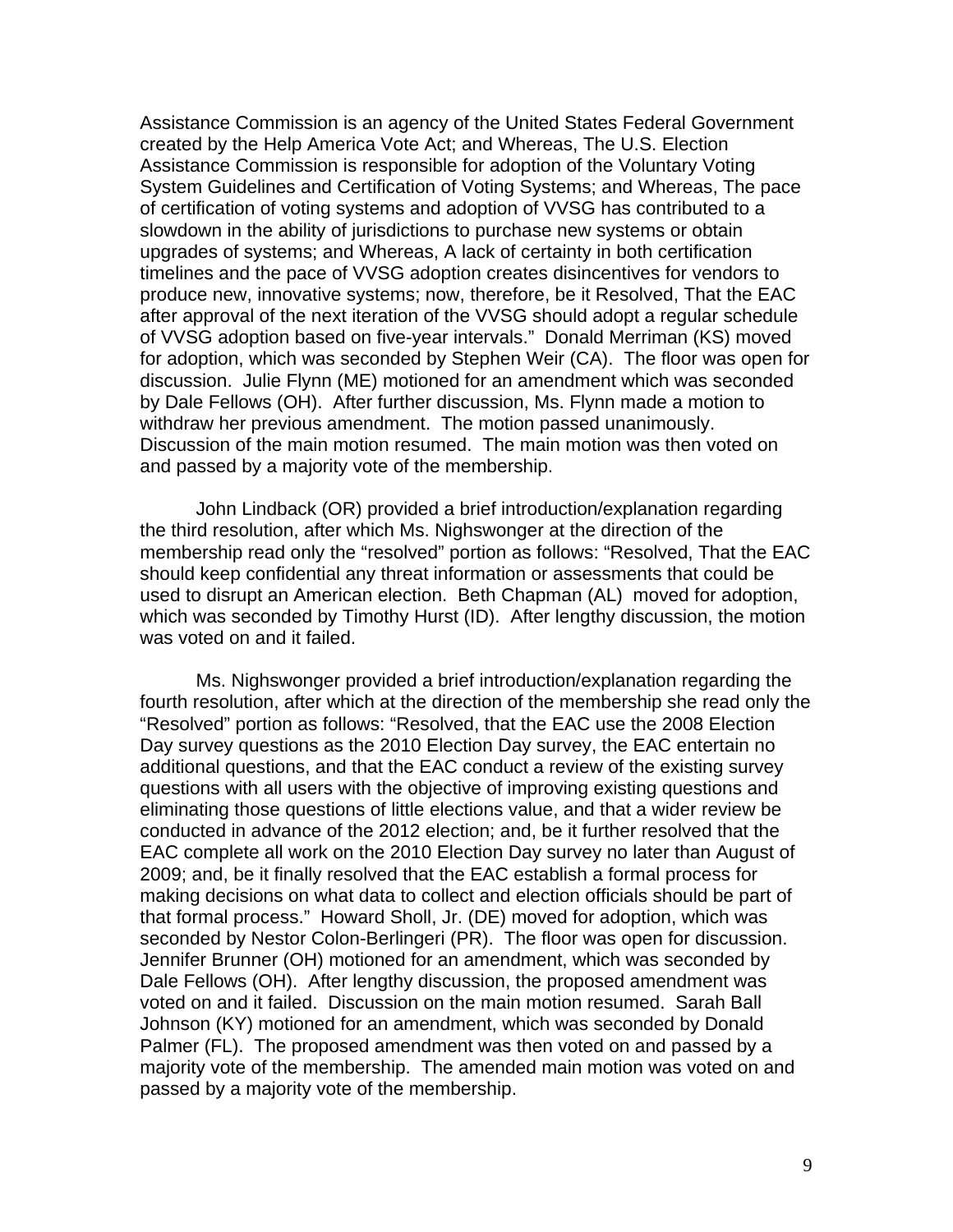Assistance Commission is an agency of the United States Federal Government created by the Help America Vote Act; and Whereas, The U.S. Election Assistance Commission is responsible for adoption of the Voluntary Voting System Guidelines and Certification of Voting Systems; and Whereas, The pace of certification of voting systems and adoption of VVSG has contributed to a slowdown in the ability of jurisdictions to purchase new systems or obtain upgrades of systems; and Whereas, A lack of certainty in both certification timelines and the pace of VVSG adoption creates disincentives for vendors to produce new, innovative systems; now, therefore, be it Resolved, That the EAC after approval of the next iteration of the VVSG should adopt a regular schedule of VVSG adoption based on five-year intervals." Donald Merriman (KS) moved for adoption, which was seconded by Stephen Weir (CA). The floor was open for discussion. Julie Flynn (ME) motioned for an amendment which was seconded by Dale Fellows (OH). After further discussion, Ms. Flynn made a motion to withdraw her previous amendment. The motion passed unanimously. Discussion of the main motion resumed. The main motion was then voted on and passed by a majority vote of the membership.

John Lindback (OR) provided a brief introduction/explanation regarding the third resolution, after which Ms. Nighswonger at the direction of the membership read only the "resolved" portion as follows: "Resolved, That the EAC should keep confidential any threat information or assessments that could be used to disrupt an American election. Beth Chapman (AL) moved for adoption, which was seconded by Timothy Hurst (ID). After lengthy discussion, the motion was voted on and it failed.

Ms. Nighswonger provided a brief introduction/explanation regarding the fourth resolution, after which at the direction of the membership she read only the "Resolved" portion as follows: "Resolved, that the EAC use the 2008 Election Day survey questions as the 2010 Election Day survey, the EAC entertain no additional questions, and that the EAC conduct a review of the existing survey questions with all users with the objective of improving existing questions and eliminating those questions of little elections value, and that a wider review be conducted in advance of the 2012 election; and, be it further resolved that the EAC complete all work on the 2010 Election Day survey no later than August of 2009; and, be it finally resolved that the EAC establish a formal process for making decisions on what data to collect and election officials should be part of that formal process." Howard Sholl, Jr. (DE) moved for adoption, which was seconded by Nestor Colon-Berlingeri (PR). The floor was open for discussion. Jennifer Brunner (OH) motioned for an amendment, which was seconded by Dale Fellows (OH). After lengthy discussion, the proposed amendment was voted on and it failed. Discussion on the main motion resumed. Sarah Ball Johnson (KY) motioned for an amendment, which was seconded by Donald Palmer (FL). The proposed amendment was then voted on and passed by a majority vote of the membership. The amended main motion was voted on and passed by a majority vote of the membership.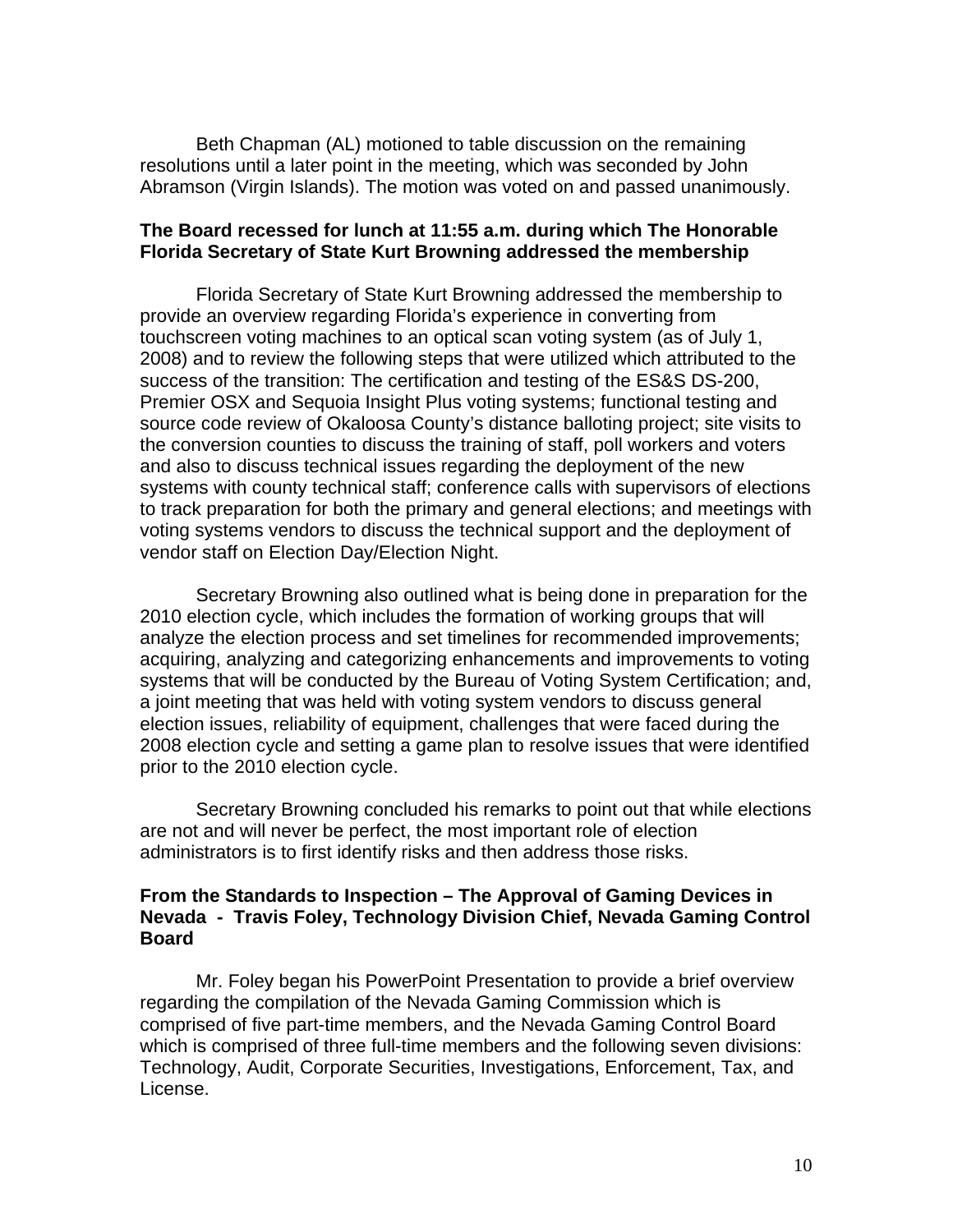Beth Chapman (AL) motioned to table discussion on the remaining resolutions until a later point in the meeting, which was seconded by John Abramson (Virgin Islands). The motion was voted on and passed unanimously.

**The Board recessed for lunch at 11:55 a.m. during which The Honorable Florida Secretary of State Kurt Browning addressed the membership**

Florida Secretary of State Kurt Browning addressed the membership to provide an overview regarding Florida's experience in converting from touchscreen voting machines to an optical scan voting system (as of July 1, 2008) and to review the following steps that were utilized which attributed to the success of the transition: The certification and testing of the ES&S DS-200, Premier OSX and Sequoia Insight Plus voting systems; functional testing and source code review of Okaloosa County's distance balloting project; site visits to the conversion counties to discuss the training of staff, poll workers and voters and also to discuss technical issues regarding the deployment of the new systems with county technical staff; conference calls with supervisors of elections to track preparation for both the primary and general elections; and meetings with voting systems vendors to discuss the technical support and the deployment of vendor staff on Election Day/Election Night.

Secretary Browning also outlined what is being done in preparation for the 2010 election cycle, which includes the formation of working groups that will analyze the election process and set timelines for recommended improvements; acquiring, analyzing and categorizing enhancements and improvements to voting systems that will be conducted by the Bureau of Voting System Certification; and, a joint meeting that was held with voting system vendors to discuss general election issues, reliability of equipment, challenges that were faced during the 2008 election cycle and setting a game plan to resolve issues that were identified prior to the 2010 election cycle.

Secretary Browning concluded his remarks to point out that while elections are not and will never be perfect, the most important role of election administrators is to first identify risks and then address those risks.

**From the Standards to Inspection – The Approval of Gaming Devices in Nevada - Travis Foley, Technology Division Chief, Nevada Gaming Control Board**

Mr. Foley began his PowerPoint Presentation to provide a brief overview regarding the compilation of the Nevada Gaming Commission which is comprised of five part-time members, and the Nevada Gaming Control Board which is comprised of three full-time members and the following seven divisions: Technology, Audit, Corporate Securities, Investigations, Enforcement, Tax, and License.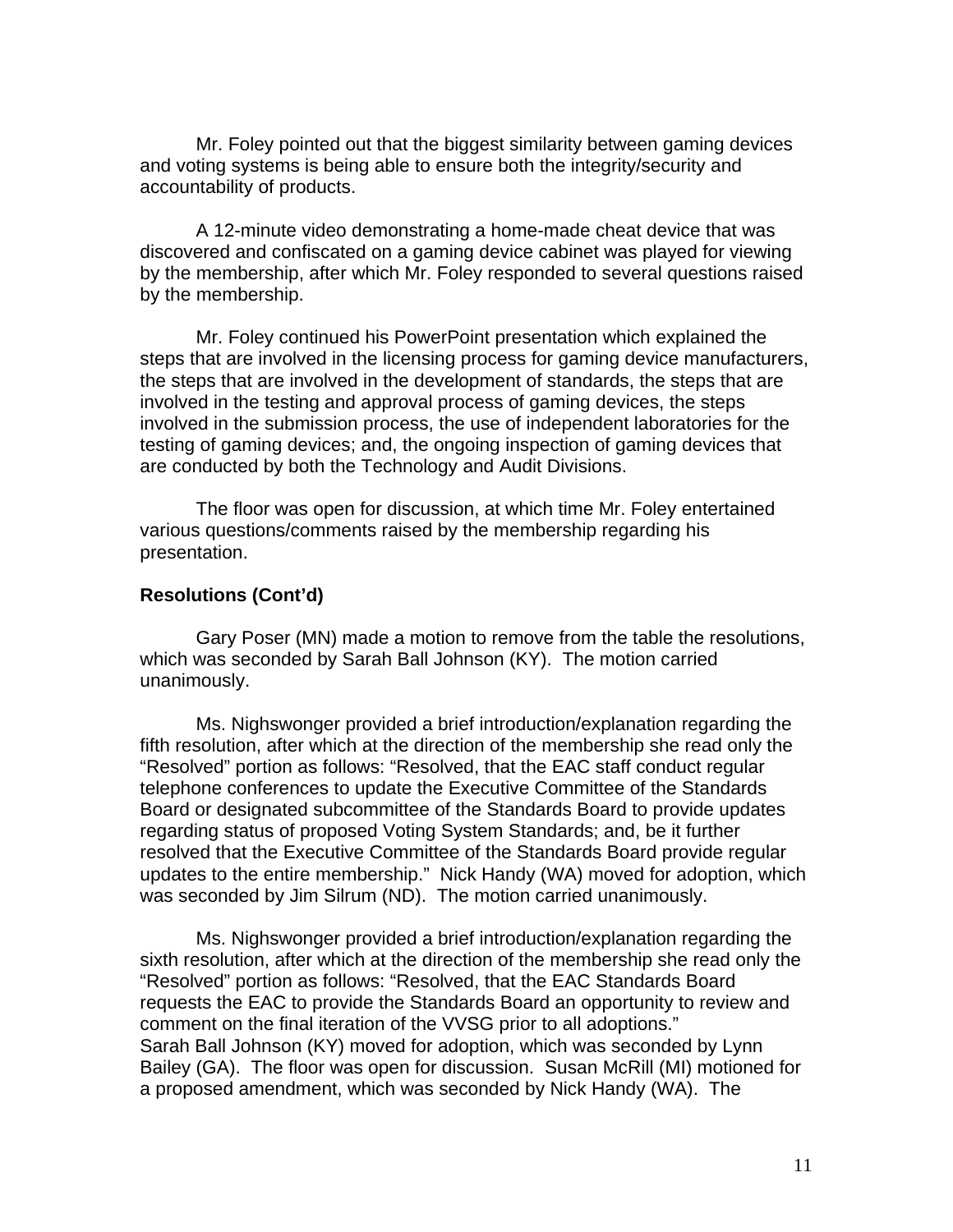Mr. Foley pointed out that the biggest similarity between gaming devices and voting systems is being able to ensure both the integrity/security and accountability of products.

A 12-minute video demonstrating a home-made cheat device that was discovered and confiscated on a gaming device cabinet was played for viewing by the membership, after which Mr. Foley responded to several questions raised by the membership.

Mr. Foley continued his PowerPoint presentation which explained the steps that are involved in the licensing process for gaming device manufacturers, the steps that are involved in the development of standards, the steps that are involved in the testing and approval process of gaming devices, the steps involved in the submission process, the use of independent laboratories for the testing of gaming devices; and, the ongoing inspection of gaming devices that are conducted by both the Technology and Audit Divisions.

The floor was open for discussion, at which time Mr. Foley entertained various questions/comments raised by the membership regarding his presentation.

**Resolutions (Cont'd)**

Gary Poser (MN) made a motion to remove from the table the resolutions, which was seconded by Sarah Ball Johnson (KY). The motion carried unanimously.

Ms. Nighswonger provided a brief introduction/explanation regarding the fifth resolution, after which at the direction of the membership she read only the "Resolved" portion as follows: "Resolved, that the EAC staff conduct regular telephone conferences to update the Executive Committee of the Standards Board or designated subcommittee of the Standards Board to provide updates regarding status of proposed Voting System Standards; and, be it further resolved that the Executive Committee of the Standards Board provide regular updates to the entire membership." Nick Handy (WA) moved for adoption, which was seconded by Jim Silrum (ND). The motion carried unanimously.

Ms. Nighswonger provided a brief introduction/explanation regarding the sixth resolution, after which at the direction of the membership she read only the "Resolved" portion as follows: "Resolved, that the EAC Standards Board requests the EAC to provide the Standards Board an opportunity to review and comment on the final iteration of the VVSG prior to all adoptions." Sarah Ball Johnson (KY) moved for adoption, which was seconded by Lynn Bailey (GA). The floor was open for discussion. Susan McRill (MI) motioned for a proposed amendment, which was seconded by Nick Handy (WA). The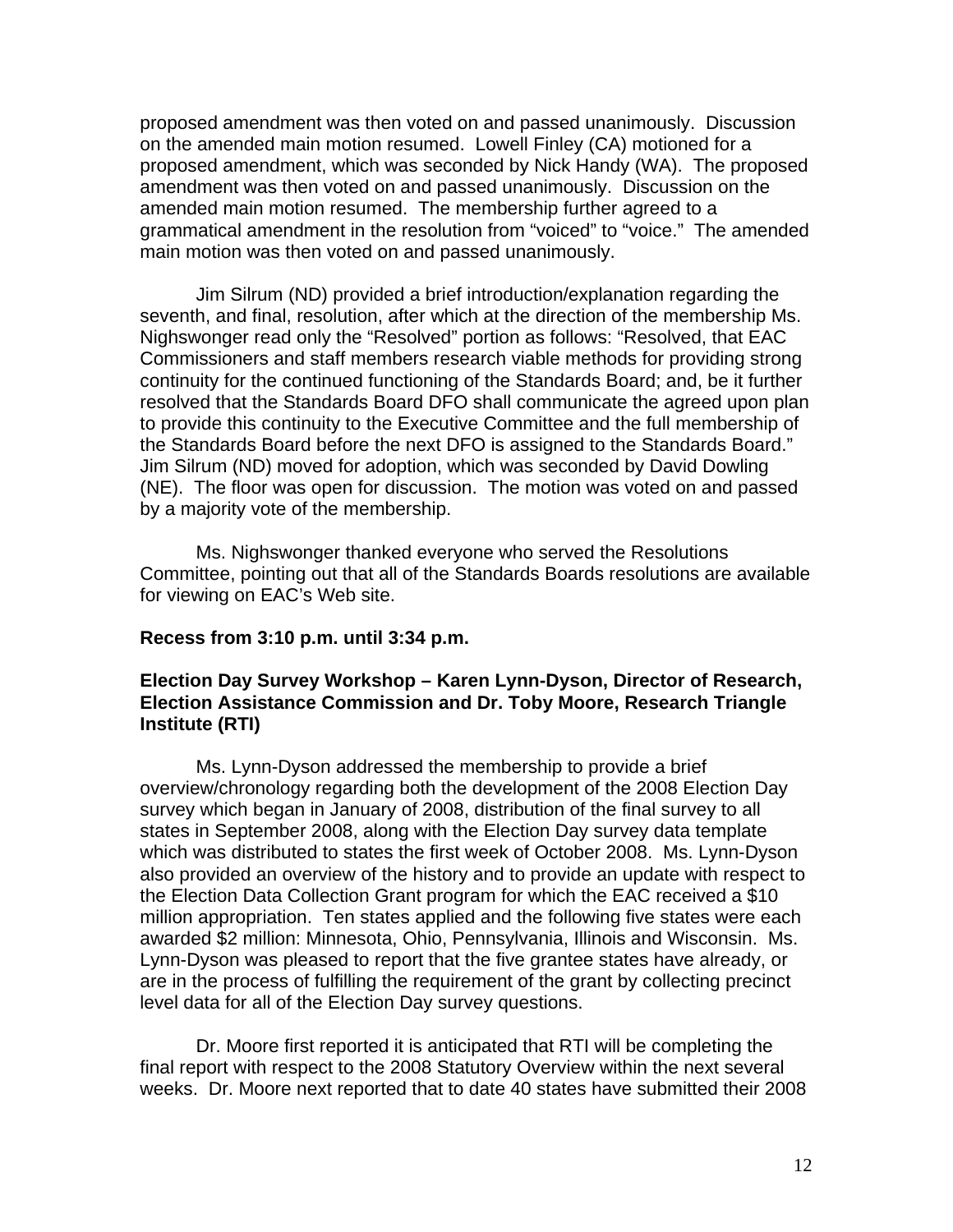proposed amendment was then voted on and passed unanimously. Discussion on the amended main motion resumed. Lowell Finley (CA) motioned for a proposed amendment, which was seconded by Nick Handy (WA). The proposed amendment was then voted on and passed unanimously. Discussion on the amended main motion resumed. The membership further agreed to a grammatical amendment in the resolution from "voiced" to "voice." The amended main motion was then voted on and passed unanimously.

Jim Silrum (ND) provided a brief introduction/explanation regarding the seventh, and final, resolution, after which at the direction of the membership Ms. Nighswonger read only the "Resolved" portion as follows: "Resolved, that EAC Commissioners and staff members research viable methods for providing strong continuity for the continued functioning of the Standards Board; and, be it further resolved that the Standards Board DFO shall communicate the agreed upon plan to provide this continuity to the Executive Committee and the full membership of the Standards Board before the next DFO is assigned to the Standards Board." Jim Silrum (ND) moved for adoption, which was seconded by David Dowling (NE). The floor was open for discussion. The motion was voted on and passed by a majority vote of the membership.

Ms. Nighswonger thanked everyone who served the Resolutions Committee, pointing out that all of the Standards Boards resolutions are available for viewing on EAC's Web site.

**Recess from 3:10 p.m. until 3:34 p.m.**

**Election Day Survey Workshop – Karen Lynn-Dyson, Director of Research, Election Assistance Commission and Dr. Toby Moore, Research Triangle Institute (RTI)**

Ms. Lynn-Dyson addressed the membership to provide a brief overview/chronology regarding both the development of the 2008 Election Day survey which began in January of 2008, distribution of the final survey to all states in September 2008, along with the Election Day survey data template which was distributed to states the first week of October 2008. Ms. Lynn-Dyson also provided an overview of the history and to provide an update with respect to the Election Data Collection Grant program for which the EAC received a $10 million appropriation. Ten states applied and the following five states were each awarded $2 million: Minnesota, Ohio, Pennsylvania, Illinois and Wisconsin. Ms. Lynn-Dyson was pleased to report that the five grantee states have already, or are in the process of fulfilling the requirement of the grant by collecting precinct level data for all of the Election Day survey questions.

Dr. Moore first reported it is anticipated that RTI will be completing the final report with respect to the 2008 Statutory Overview within the next several weeks. Dr. Moore next reported that to date 40 states have submitted their 2008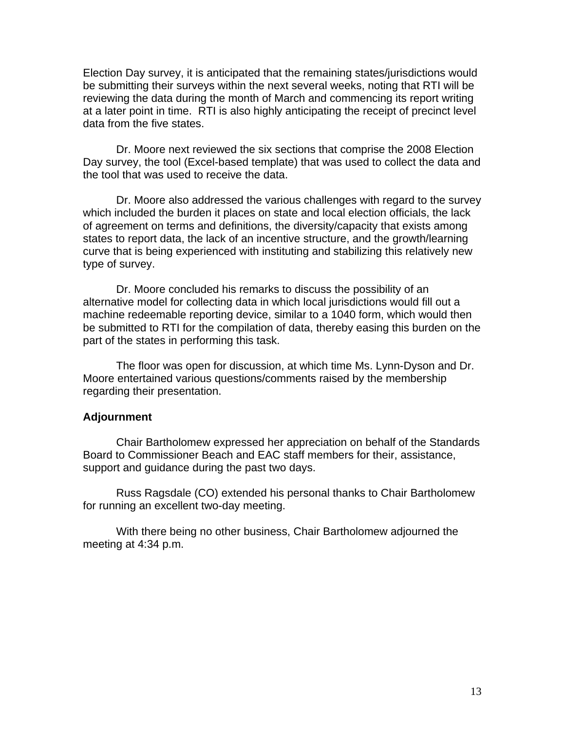Election Day survey, it is anticipated that the remaining states/jurisdictions would be submitting their surveys within the next several weeks, noting that RTI will be reviewing the data during the month of March and commencing its report writing at a later point in time. RTI is also highly anticipating the receipt of precinct level data from the five states.

Dr. Moore next reviewed the six sections that comprise the 2008 Election Day survey, the tool (Excel-based template) that was used to collect the data and the tool that was used to receive the data.

Dr. Moore also addressed the various challenges with regard to the survey which included the burden it places on state and local election officials, the lack of agreement on terms and definitions, the diversity/capacity that exists among states to report data, the lack of an incentive structure, and the growth/learning curve that is being experienced with instituting and stabilizing this relatively new type of survey.

Dr. Moore concluded his remarks to discuss the possibility of an alternative model for collecting data in which local jurisdictions would fill out a machine redeemable reporting device, similar to a 1040 form, which would then be submitted to RTI for the compilation of data, thereby easing this burden on the part of the states in performing this task.

The floor was open for discussion, at which time Ms. Lynn-Dyson and Dr. Moore entertained various questions/comments raised by the membership regarding their presentation.

**Adjournment**

Chair Bartholomew expressed her appreciation on behalf of the Standards Board to Commissioner Beach and EAC staff members for their, assistance, support and guidance during the past two days.

Russ Ragsdale (CO) extended his personal thanks to Chair Bartholomew for running an excellent two-day meeting.

With there being no other business, Chair Bartholomew adjourned the meeting at 4:34 p.m.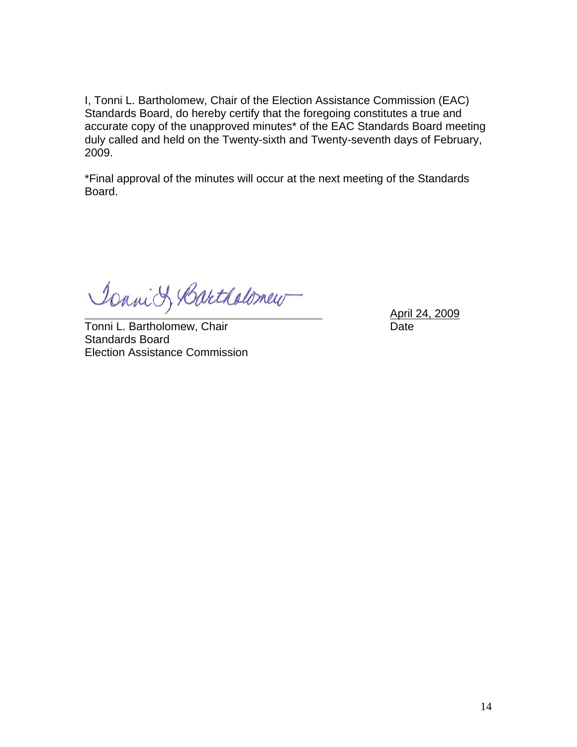I, Tonni L. Bartholomew, Chair of the Election Assistance Commission (EAC) Standards Board, do hereby certify that the foregoing constitutes a true and accurate copy of the unapproved minutes* of the EAC Standards Board meeting duly called and held on the Twenty-sixth and Twenty-seventh days of February, 2009.

*Final approval of the minutes will occur at the next meeting of the Standards Board.

Tonni L. Bartholomew

Tonni L. Bartholomew, Chair
Standards Board
Election Assistance Commission

April 24, 2009
Date